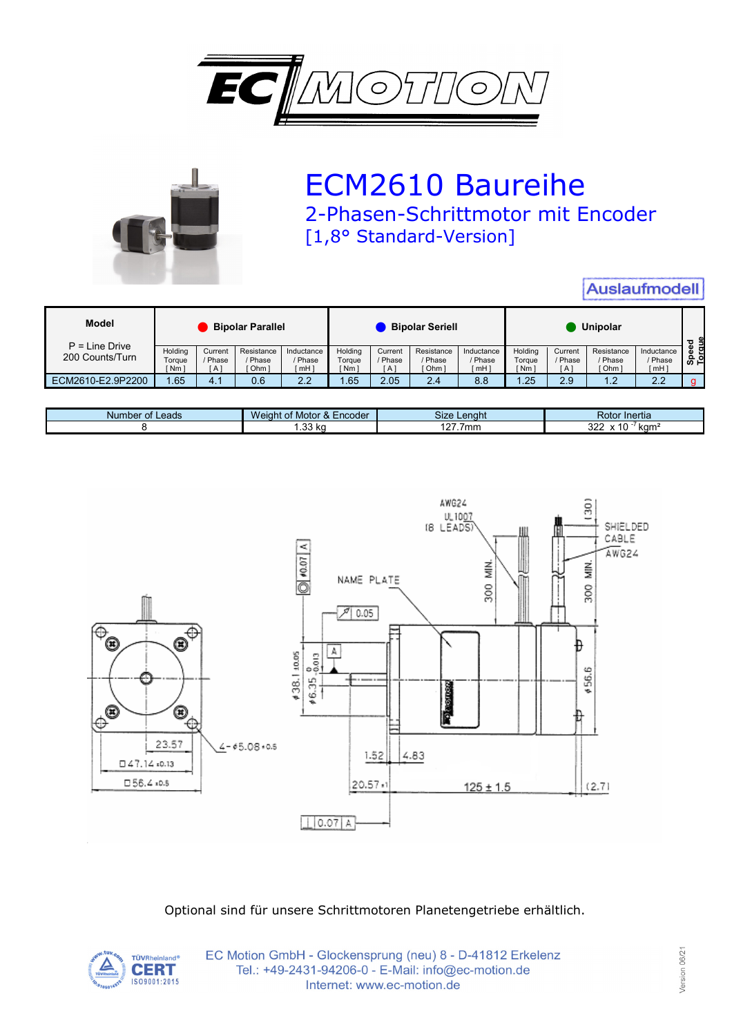# ECM2610 Baureihe

## 2-Phasen-Schrittmotor mit Encoder

## [1,8° Standard-Version]

**Auslaufmodell**

| Model | Bipolar Parallel | | | | Bipolar Seriell | | | | Unipolar | | | | Speed Torque |
|---|---|---|---|---|---|---|---|---|---|---|---|---|---|
| P = Line Drive 200 Counts/Turn | Holding Torque [ Nm ] | Current / Phase [ A ] | Resistance / Phase [ Ohm ] | Inductance / Phase [ mH ] | Holding Torque [ Nm ] | Current / Phase [ A ] | Resistance / Phase [ Ohm ] | Inductance / Phase [ mH ] | Holding Torque [ Nm ] | Current / Phase [ A ] | Resistance / Phase [ Ohm ] | Inductance / Phase [ mH ] | |
| ECM2610-E2.9P2200 | 1.65 | 4.1 | 0.6 | 2.2 | 1.65 | 2.05 | 2.4 | 8.8 | 1.25 | 2.9 | 1.2 | 2.2 | g |

| Number of Leads | Weight of Motor & Encoder | Size Lenght | Rotor Inertia |
|---|---|---|---|
| 8 | 1.33 kg | 127.7mm | 322 x $10^{-7}$ kgm² |

Optional sind für unsere Schrittmotoren Planetengetriebe erhältlich.

EC Motion GmbH - Glockensprung (neu) 8 - D-41812 Erkelenz
Tel.: +49-2431-94206-0 - E-Mail: info@ec-motion.de
Internet: www.ec-motion.de

Version 06/21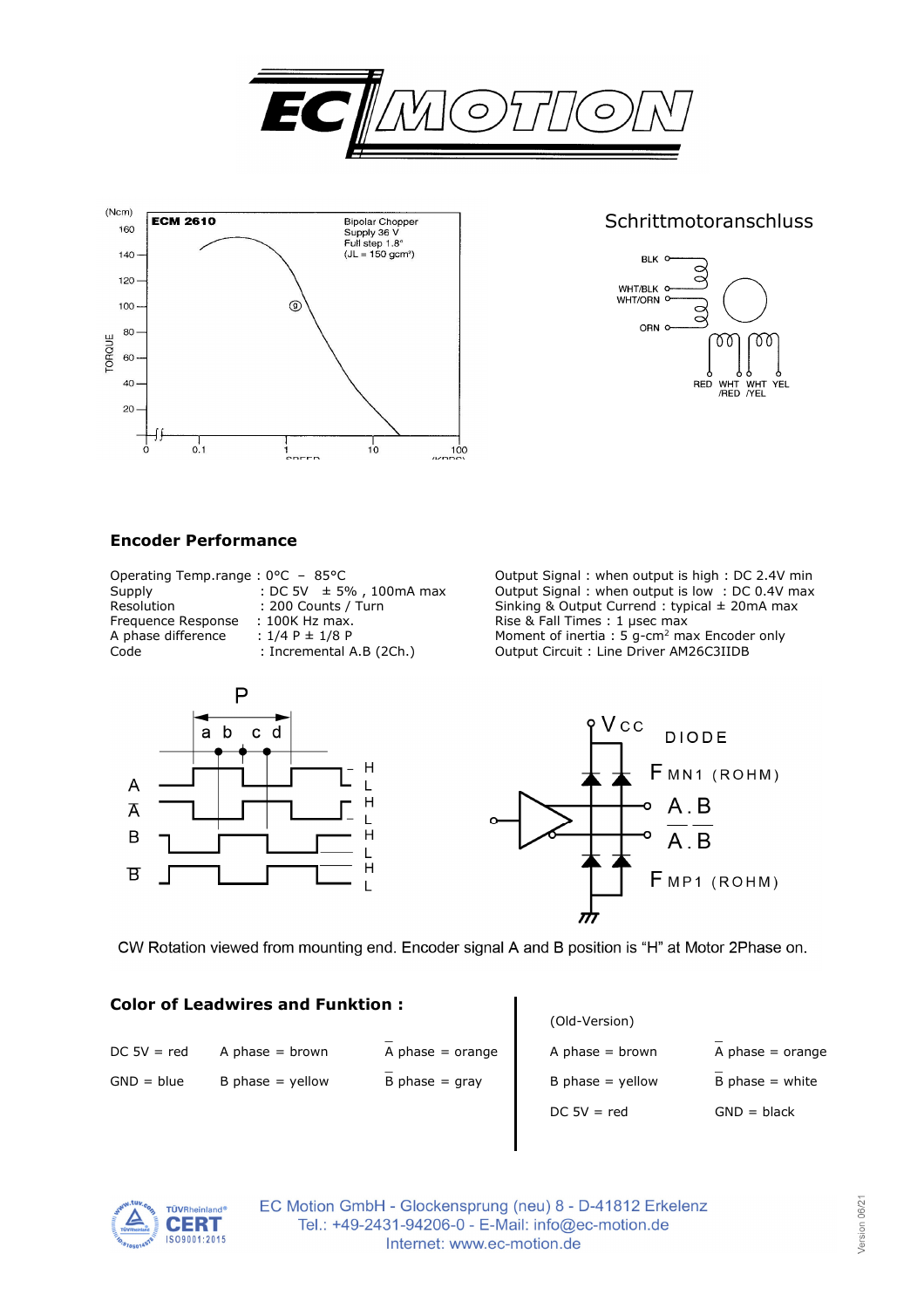# EC MOTION

(Ncm)
160
140
120
100
80
60
40
20
TORQUE

ECM 2610

Bipolar Chopper
Supply 36 V
Full step 1.8°
(JL = 150 gcm²)

9

0
0.1
1
10
100
SPEED (KPPS)

## Schrittmotoranschluss

BLK
WHT/BLK
WHT/ORN
ORN
RED
WHT /RED
WHT /YEL
YEL

## Encoder Performance

Operating Temp.range : 0°C – 85°C
Supply : DC 5V ± 5% , 100mA max
Resolution : 200 Counts / Turn
Frequence Response : 100K Hz max.
A phase difference : 1/4 P ± 1/8 P
Code : Incremental A.B (2Ch.)

Output Signal : when output is high : DC 2.4V min
Output Signal : when output is low : DC 0.4V max
Sinking & Output Currend : typical ± 20mA max
Rise & Fall Times : 1 µsec max
Moment of inertia : 5 g-cm² max Encoder only
Output Circuit : Line Driver AM26C3IIDB

P
a b c d
A
$\overline{A}$
B
$\overline{B}$
H
L
H
L
H
L
H
L

Vcc
DIODE
F MN1 (ROHM)
A . B
$\overline{A}$ . $\overline{B}$
F MP1 (ROHM)

CW Rotation viewed from mounting end. Encoder signal A and B position is "H" at Motor 2Phase on.

## Color of Leadwires and Funktion :

DC 5V = red
GND = blue

A phase = brown
B phase = yellow

$\overline{A}$ phase = orange
$\overline{B}$ phase = gray

(Old-Version)

A phase = brown
B phase = yellow
DC 5V = red

$\overline{A}$ phase = orange
$\overline{B}$ phase = white
GND = black

TÜVRheinland® CERT ISO9001:2015

EC Motion GmbH - Glockensprung (neu) 8 - D-41812 Erkelenz
Tel.: +49-2431-94206-0 - E-Mail: info@ec-motion.de
Internet: www.ec-motion.de

Version 06/21